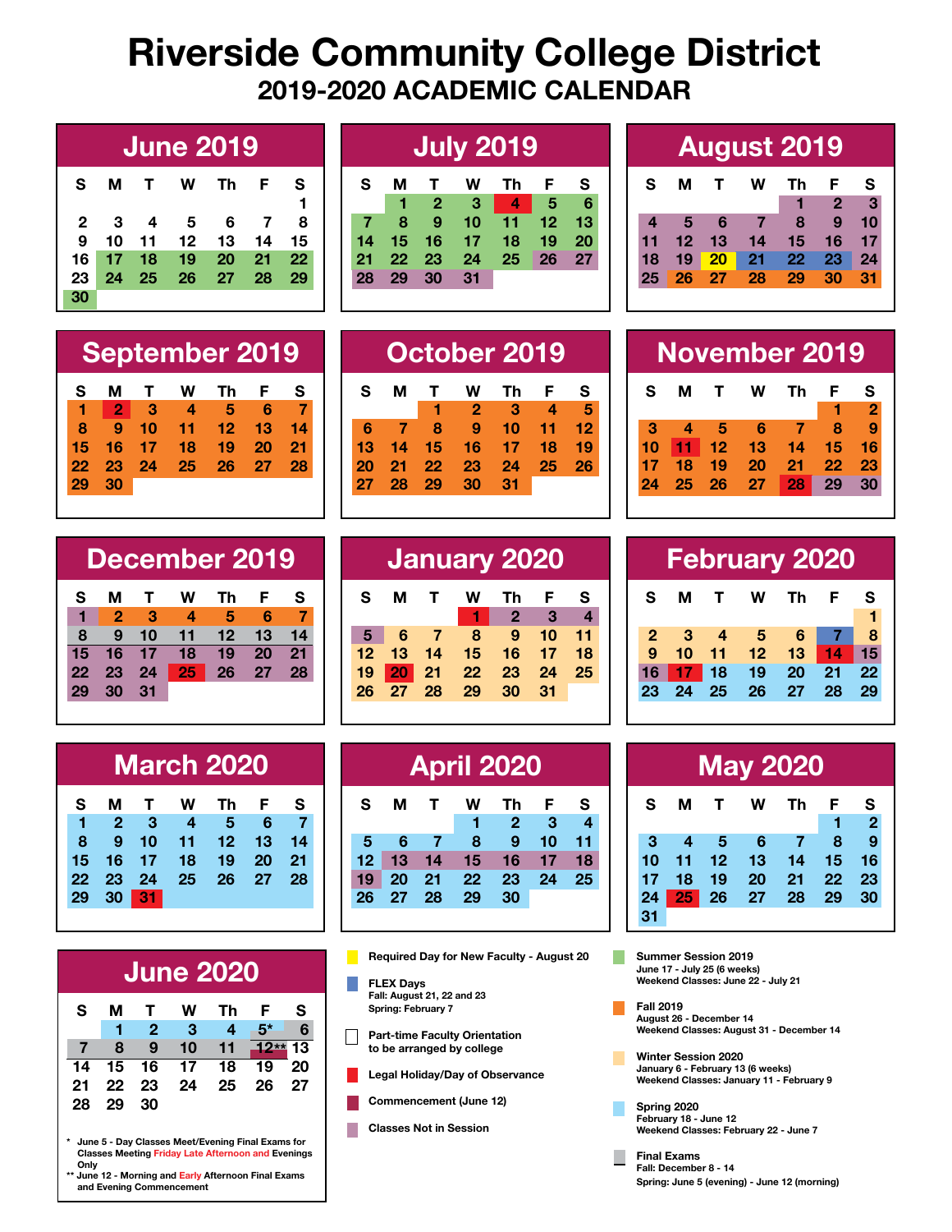# Riverside Community College District

## 2019-2020 ACADEMIC CALENDAR

### June 2019

| S | M | T | W | Th | F | S |
|---|---|---|---|---|---|---|
| | | | | | | 1 |
| 2 | 3 | 4 | 5 | 6 | 7 | 8 |
| 9 | 10 | 11 | 12 | 13 | 14 | 15 |
| 16 | 17 | 18 | 19 | 20 | 21 | 22 |
| 23 | 24 | 25 | 26 | 27 | 28 | 29 |
| 30 | | | | | | |

### July 2019

| S | M | T | W | Th | F | S |
|---|---|---|---|---|---|---|
| | 1 | 2 | 3 | 4 | 5 | 6 |
| 7 | 8 | 9 | 10 | 11 | 12 | 13 |
| 14 | 15 | 16 | 17 | 18 | 19 | 20 |
| 21 | 22 | 23 | 24 | 25 | 26 | 27 |
| 28 | 29 | 30 | 31 | | | |

### August 2019

| S | M | T | W | Th | F | S |
|---|---|---|---|---|---|---|
| | | | | 1 | 2 | 3 |
| 4 | 5 | 6 | 7 | 8 | 9 | 10 |
| 11 | 12 | 13 | 14 | 15 | 16 | 17 |
| 18 | 19 | 20 | 21 | 22 | 23 | 24 |
| 25 | 26 | 27 | 28 | 29 | 30 | 31 |

### September 2019

| S | M | T | W | Th | F | S |
|---|---|---|---|---|---|---|
| 1 | 2 | 3 | 4 | 5 | 6 | 7 |
| 8 | 9 | 10 | 11 | 12 | 13 | 14 |
| 15 | 16 | 17 | 18 | 19 | 20 | 21 |
| 22 | 23 | 24 | 25 | 26 | 27 | 28 |
| 29 | 30 | | | | | |

### October 2019

| S | M | T | W | Th | F | S |
|---|---|---|---|---|---|---|
| | | 1 | 2 | 3 | 4 | 5 |
| 6 | 7 | 8 | 9 | 10 | 11 | 12 |
| 13 | 14 | 15 | 16 | 17 | 18 | 19 |
| 20 | 21 | 22 | 23 | 24 | 25 | 26 |
| 27 | 28 | 29 | 30 | 31 | | |

### November 2019

| S | M | T | W | Th | F | S |
|---|---|---|---|---|---|---|
| | | | | | 1 | 2 |
| 3 | 4 | 5 | 6 | 7 | 8 | 9 |
| 10 | 11 | 12 | 13 | 14 | 15 | 16 |
| 17 | 18 | 19 | 20 | 21 | 22 | 23 |
| 24 | 25 | 26 | 27 | 28 | 29 | 30 |

### December 2019

| S | M | T | W | Th | F | S |
|---|---|---|---|---|---|---|
| 1 | 2 | 3 | 4 | 5 | 6 | 7 |
| 8 | 9 | 10 | 11 | 12 | 13 | 14 |
| 15 | 16 | 17 | 18 | 19 | 20 | 21 |
| 22 | 23 | 24 | 25 | 26 | 27 | 28 |
| 29 | 30 | 31 | | | | |

### January 2020

| S | M | T | W | Th | F | S |
|---|---|---|---|---|---|---|
| | | | 1 | 2 | 3 | 4 |
| 5 | 6 | 7 | 8 | 9 | 10 | 11 |
| 12 | 13 | 14 | 15 | 16 | 17 | 18 |
| 19 | 20 | 21 | 22 | 23 | 24 | 25 |
| 26 | 27 | 28 | 29 | 30 | 31 | |

### February 2020

| S | M | T | W | Th | F | S |
|---|---|---|---|---|---|---|
| | | | | | | 1 |
| 2 | 3 | 4 | 5 | 6 | 7 | 8 |
| 9 | 10 | 11 | 12 | 13 | 14 | 15 |
| 16 | 17 | 18 | 19 | 20 | 21 | 22 |
| 23 | 24 | 25 | 26 | 27 | 28 | 29 |

### March 2020

| S | M | T | W | Th | F | S |
|---|---|---|---|---|---|---|
| 1 | 2 | 3 | 4 | 5 | 6 | 7 |
| 8 | 9 | 10 | 11 | 12 | 13 | 14 |
| 15 | 16 | 17 | 18 | 19 | 20 | 21 |
| 22 | 23 | 24 | 25 | 26 | 27 | 28 |
| 29 | 30 | 31 | | | | |

### April 2020

| S | M | T | W | Th | F | S |
|---|---|---|---|---|---|---|
| | | | 1 | 2 | 3 | 4 |
| 5 | 6 | 7 | 8 | 9 | 10 | 11 |
| 12 | 13 | 14 | 15 | 16 | 17 | 18 |
| 19 | 20 | 21 | 22 | 23 | 24 | 25 |
| 26 | 27 | 28 | 29 | 30 | | |

### May 2020

| S | M | T | W | Th | F | S |
|---|---|---|---|---|---|---|
| | | | | | 1 | 2 |
| 3 | 4 | 5 | 6 | 7 | 8 | 9 |
| 10 | 11 | 12 | 13 | 14 | 15 | 16 |
| 17 | 18 | 19 | 20 | 21 | 22 | 23 |
| 24 | 25 | 26 | 27 | 28 | 29 | 30 |
| 31 | | | | | | |

### June 2020

| S | M | T | W | Th | F | S |
|---|---|---|---|---|---|---|
| | 1 | 2 | 3 | 4 | 5* | 6 |
| 7 | 8 | 9 | 10 | 11 | 12** | 13 |
| 14 | 15 | 16 | 17 | 18 | 19 | 20 |
| 21 | 22 | 23 | 24 | 25 | 26 | 27 |
| 28 | 29 | 30 | | | | |

\* June 5 - Day Classes Meet/Evening Final Exams for Classes Meeting Friday Late Afternoon and Evenings Only

\*\* June 12 - Morning and Early Afternoon Final Exams and Evening Commencement

**Legend**

- Required Day for New Faculty - August 20
- FLEX Days
  - Fall: August 21, 22 and 23
  - Spring: February 7
- Part-time Faculty Orientation to be arranged by college
- Legal Holiday/Day of Observance
- Commencement (June 12)
- Classes Not in Session
- Summer Session 2019
  - June 17 - July 25 (6 weeks)
  - Weekend Classes: June 22 - July 21
- Fall 2019
  - August 26 - December 14
  - Weekend Classes: August 31 - December 14
- Winter Session 2020
  - January 6 - February 13 (6 weeks)
  - Weekend Classes: January 11 - February 9
- Spring 2020
  - February 18 - June 12
  - Weekend Classes: February 22 - June 7
- Final Exams
  - Fall: December 8 - 14
  - Spring: June 5 (evening) - June 12 (morning)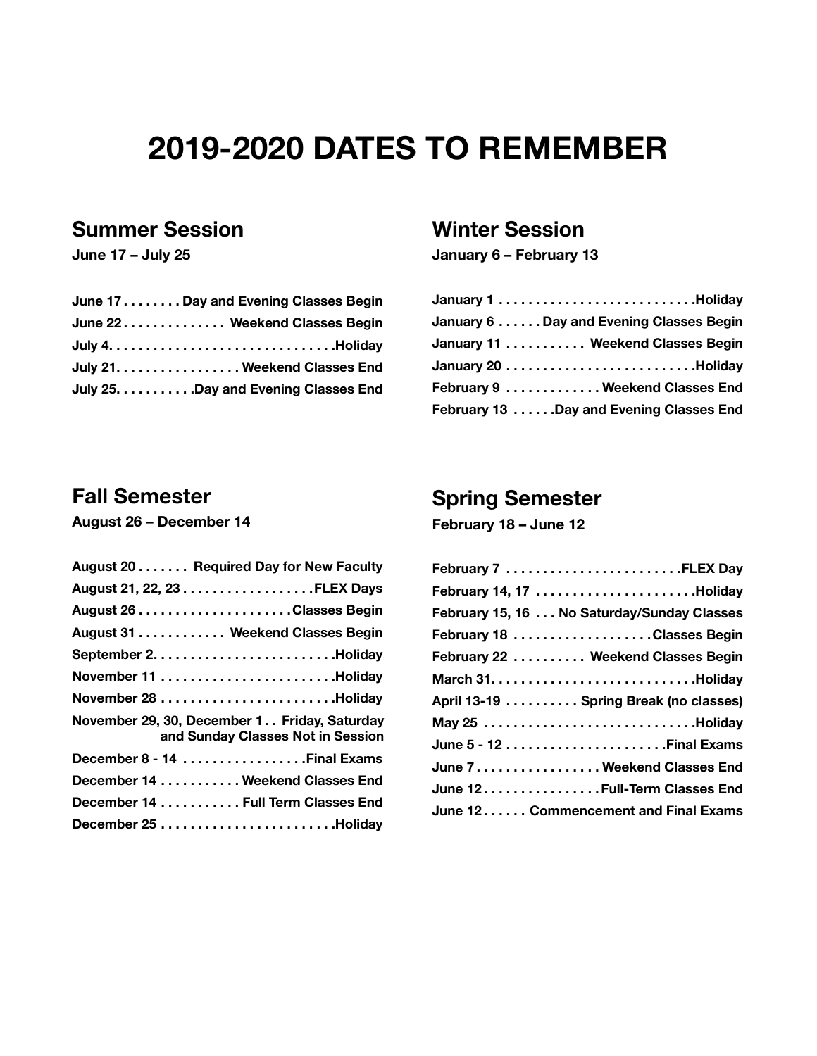# 2019-2020 DATES TO REMEMBER

## Summer Session

**June 17 – July 25**

| | |
|---|---|
| June 17 | Day and Evening Classes Begin |
| June 22 | Weekend Classes Begin |
| July 4 | Holiday |
| July 21 | Weekend Classes End |
| July 25 | Day and Evening Classes End |

## Winter Session

**January 6 – February 13**

| | |
|---|---|
| January 1 | Holiday |
| January 6 | Day and Evening Classes Begin |
| January 11 | Weekend Classes Begin |
| January 20 | Holiday |
| February 9 | Weekend Classes End |
| February 13 | Day and Evening Classes End |

## Fall Semester

**August 26 – December 14**

| | |
|---|---|
| August 20 | Required Day for New Faculty |
| August 21, 22, 23 | FLEX Days |
| August 26 | Classes Begin |
| August 31 | Weekend Classes Begin |
| September 2 | Holiday |
| November 11 | Holiday |
| November 28 | Holiday |
| November 29, 30, December 1 | Friday, Saturday and Sunday Classes Not in Session |
| December 8 - 14 | Final Exams |
| December 14 | Weekend Classes End |
| December 14 | Full Term Classes End |
| December 25 | Holiday |

## Spring Semester

**February 18 – June 12**

| | |
|---|---|
| February 7 | FLEX Day |
| February 14, 17 | Holiday |
| February 15, 16 | No Saturday/Sunday Classes |
| February 18 | Classes Begin |
| February 22 | Weekend Classes Begin |
| March 31 | Holiday |
| April 13-19 | Spring Break (no classes) |
| May 25 | Holiday |
| June 5 - 12 | Final Exams |
| June 7 | Weekend Classes End |
| June 12 | Full-Term Classes End |
| June 12 | Commencement and Final Exams |